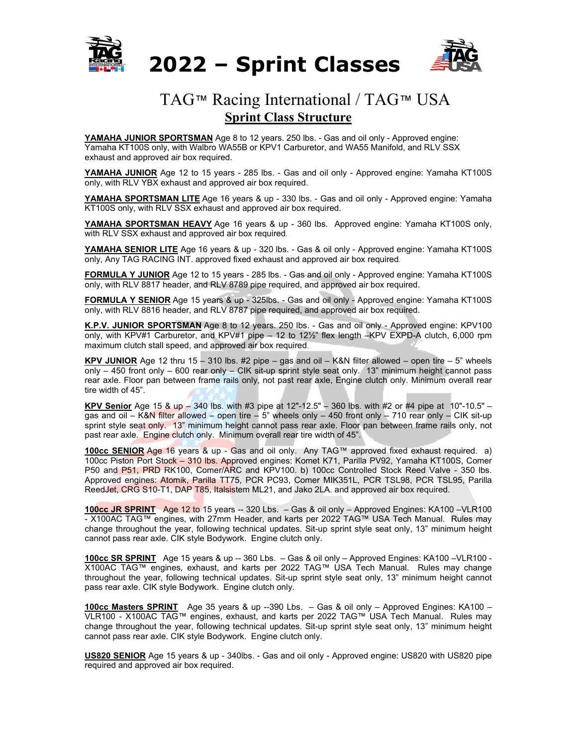# 2022 – Sprint Classes

## TAG™ Racing International / TAG™ USA

### Sprint Class Structure

**YAMAHA JUNIOR SPORTSMAN** Age 8 to 12 years. 250 lbs. - Gas and oil only - Approved engine: Yamaha KT100S only, with Walbro WA55B or KPV1 Carburetor, and WA55 Manifold, and RLV SSX exhaust and approved air box required.

**YAMAHA JUNIOR** Age 12 to 15 years - 285 lbs. - Gas and oil only - Approved engine: Yamaha KT100S only, with RLV YBX exhaust and approved air box required.

**YAMAHA SPORTSMAN LITE** Age 16 years & up - 330 lbs. - Gas and oil only - Approved engine: Yamaha KT100S only, with RLV SSX exhaust and approved air box required.

**YAMAHA SPORTSMAN HEAVY** Age 16 years & up - 360 lbs. Approved engine: Yamaha KT100S only, with RLV SSX exhaust and approved air box required.

**YAMAHA SENIOR LITE** Age 16 years & up - 320 lbs. - Gas & oil only - Approved engine: Yamaha KT100S only, Any TAG RACING INT. approved fixed exhaust and approved air box required.

**FORMULA Y JUNIOR** Age 12 to 15 years - 285 lbs. - Gas and oil only - Approved engine: Yamaha KT100S only, with RLV 8817 header, and RLV 8789 pipe required, and approved air box required.

**FORMULA Y SENIOR** Age 15 years & up - 325lbs. - Gas and oil only - Approved engine: Yamaha KT100S only, with RLV 8816 header, and RLV 8787 pipe required, and approved air box required.

**K.P.V. JUNIOR SPORTSMAN** Age 8 to 12 years. 250 lbs. - Gas and oil only - Approved engine: KPV100 only, with KPV#1 Carburetor, and KPV#1 pipe – 12 to 12½" flex length –KPV EXPD-A clutch, 6,000 rpm maximum clutch stall speed, and approved air box required.

**KPV JUNIOR** Age 12 thru 15 – 310 lbs. #2 pipe – gas and oil – K&N filter allowed – open tire – 5" wheels only – 450 front only – 600 rear only – CIK sit-up sprint style seat only. 13" minimum height cannot pass rear axle. Floor pan between frame rails only, not past rear axle, Engine clutch only. Minimum overall rear tire width of 45".

**KPV Senior** Age 15 & up – 340 lbs. with #3 pipe at 12"-12.5" – 360 lbs. with #2 or #4 pipe at 10"-10.5" – gas and oil – K&N filter allowed – open tire – 5" wheels only – 450 front only – 710 rear only – CIK sit-up sprint style seat only. 13" minimum height cannot pass rear axle. Floor pan between frame rails only, not past rear axle. Engine clutch only. Minimum overall rear tire width of 45".

**100cc SENIOR** Age 16 years & up - Gas and oil only. Any TAG™ approved fixed exhaust required. a) 100cc Piston Port Stock – 310 lbs. Approved engines: Komet K71, Parilla PV92, Yamaha KT100S, Comer P50 and P51, PRD RK100, Comer/ARC and KPV100. b) 100cc Controlled Stock Reed Valve - 350 lbs. Approved engines: Atomik, Parilla TT75, PCR PC93, Comer MIK351L, PCR TSL98, PCR TSL95, Parilla ReedJet, CRG S10-T1, DAP T85, Italsistem ML21, and Jako 2LA. and approved air box required.

**100cc JR SPRINT** Age 12 to 15 years -- 320 Lbs. – Gas & oil only – Approved Engines: KA100 –VLR100 - X100AC TAG™ engines, with 27mm Header, and karts per 2022 TAG™ USA Tech Manual. Rules may change throughout the year, following technical updates. Sit-up sprint style seat only, 13" minimum height cannot pass rear axle. CIK style Bodywork. Engine clutch only.

**100cc SR SPRINT** Age 15 years & up -- 360 Lbs. – Gas & oil only – Approved Engines: KA100 –VLR100 - X100AC TAG™ engines, exhaust, and karts per 2022 TAG™ USA Tech Manual. Rules may change throughout the year, following technical updates. Sit-up sprint style seat only, 13" minimum height cannot pass rear axle. CIK style Bodywork. Engine clutch only.

**100cc Masters SPRINT** Age 35 years & up --390 Lbs. – Gas & oil only – Approved Engines: KA100 – VLR100 - X100AC TAG™ engines, exhaust, and karts per 2022 TAG™ USA Tech Manual. Rules may change throughout the year, following technical updates. Sit-up sprint style seat only, 13" minimum height cannot pass rear axle. CIK style Bodywork. Engine clutch only.

**US820 SENIOR** Age 15 years & up - 340lbs. - Gas and oil only - Approved engine: US820 with US820 pipe required and approved air box required.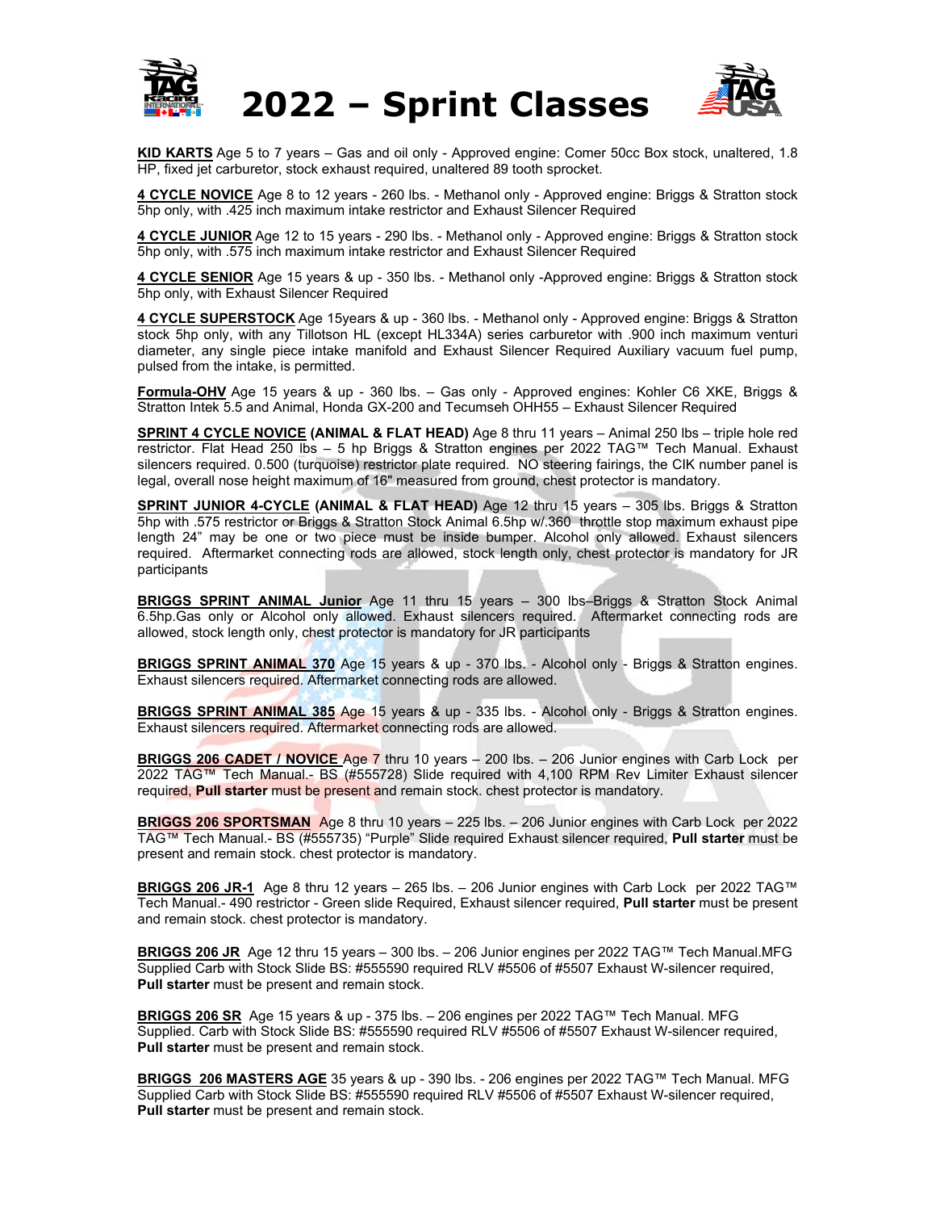# 2022 – Sprint Classes

**KID KARTS** Age 5 to 7 years – Gas and oil only - Approved engine: Comer 50cc Box stock, unaltered, 1.8 HP, fixed jet carburetor, stock exhaust required, unaltered 89 tooth sprocket.

**4 CYCLE NOVICE** Age 8 to 12 years - 260 lbs. - Methanol only - Approved engine: Briggs & Stratton stock 5hp only, with .425 inch maximum intake restrictor and Exhaust Silencer Required

**4 CYCLE JUNIOR** Age 12 to 15 years - 290 lbs. - Methanol only - Approved engine: Briggs & Stratton stock 5hp only, with .575 inch maximum intake restrictor and Exhaust Silencer Required

**4 CYCLE SENIOR** Age 15 years & up - 350 lbs. - Methanol only -Approved engine: Briggs & Stratton stock 5hp only, with Exhaust Silencer Required

**4 CYCLE SUPERSTOCK** Age 15years & up - 360 lbs. - Methanol only - Approved engine: Briggs & Stratton stock 5hp only, with any Tillotson HL (except HL334A) series carburetor with .900 inch maximum venturi diameter, any single piece intake manifold and Exhaust Silencer Required Auxiliary vacuum fuel pump, pulsed from the intake, is permitted.

**Formula-OHV** Age 15 years & up - 360 lbs. – Gas only - Approved engines: Kohler C6 XKE, Briggs & Stratton Intek 5.5 and Animal, Honda GX-200 and Tecumseh OHH55 – Exhaust Silencer Required

**SPRINT 4 CYCLE NOVICE (ANIMAL & FLAT HEAD)** Age 8 thru 11 years – Animal 250 lbs – triple hole red restrictor. Flat Head 250 lbs – 5 hp Briggs & Stratton engines per 2022 TAG™ Tech Manual. Exhaust silencers required. 0.500 (turquoise) restrictor plate required. NO steering fairings, the CIK number panel is legal, overall nose height maximum of 16" measured from ground, chest protector is mandatory.

**SPRINT JUNIOR 4-CYCLE (ANIMAL & FLAT HEAD)** Age 12 thru 15 years – 305 lbs. Briggs & Stratton 5hp with .575 restrictor or Briggs & Stratton Stock Animal 6.5hp w/.360 throttle stop maximum exhaust pipe length 24" may be one or two piece must be inside bumper. Alcohol only allowed. Exhaust silencers required. Aftermarket connecting rods are allowed, stock length only, chest protector is mandatory for JR participants

**BRIGGS SPRINT ANIMAL Junior** Age 11 thru 15 years – 300 lbs–Briggs & Stratton Stock Animal 6.5hp.Gas only or Alcohol only allowed. Exhaust silencers required. Aftermarket connecting rods are allowed, stock length only, chest protector is mandatory for JR participants

**BRIGGS SPRINT ANIMAL 370** Age 15 years & up - 370 lbs. - Alcohol only - Briggs & Stratton engines. Exhaust silencers required. Aftermarket connecting rods are allowed.

**BRIGGS SPRINT ANIMAL 385** Age 15 years & up - 335 lbs. - Alcohol only - Briggs & Stratton engines. Exhaust silencers required. Aftermarket connecting rods are allowed.

**BRIGGS 206 CADET / NOVICE** Age 7 thru 10 years – 200 lbs. – 206 Junior engines with Carb Lock per 2022 TAG™ Tech Manual.- BS (#555728) Slide required with 4,100 RPM Rev Limiter Exhaust silencer required, **Pull starter** must be present and remain stock. chest protector is mandatory.

**BRIGGS 206 SPORTSMAN** Age 8 thru 10 years – 225 lbs. – 206 Junior engines with Carb Lock per 2022 TAG™ Tech Manual.- BS (#555735) "Purple" Slide required Exhaust silencer required, **Pull starter** must be present and remain stock. chest protector is mandatory.

**BRIGGS 206 JR-1** Age 8 thru 12 years – 265 lbs. – 206 Junior engines with Carb Lock per 2022 TAG™ Tech Manual.- 490 restrictor - Green slide Required, Exhaust silencer required, **Pull starter** must be present and remain stock. chest protector is mandatory.

**BRIGGS 206 JR** Age 12 thru 15 years – 300 lbs. – 206 Junior engines per 2022 TAG™ Tech Manual.MFG Supplied Carb with Stock Slide BS: #555590 required RLV #5506 of #5507 Exhaust W-silencer required, **Pull starter** must be present and remain stock.

**BRIGGS 206 SR** Age 15 years & up - 375 lbs. – 206 engines per 2022 TAG™ Tech Manual. MFG Supplied. Carb with Stock Slide BS: #555590 required RLV #5506 of #5507 Exhaust W-silencer required, **Pull starter** must be present and remain stock.

**BRIGGS 206 MASTERS AGE** 35 years & up - 390 lbs. - 206 engines per 2022 TAG™ Tech Manual. MFG Supplied Carb with Stock Slide BS: #555590 required RLV #5506 of #5507 Exhaust W-silencer required, **Pull starter** must be present and remain stock.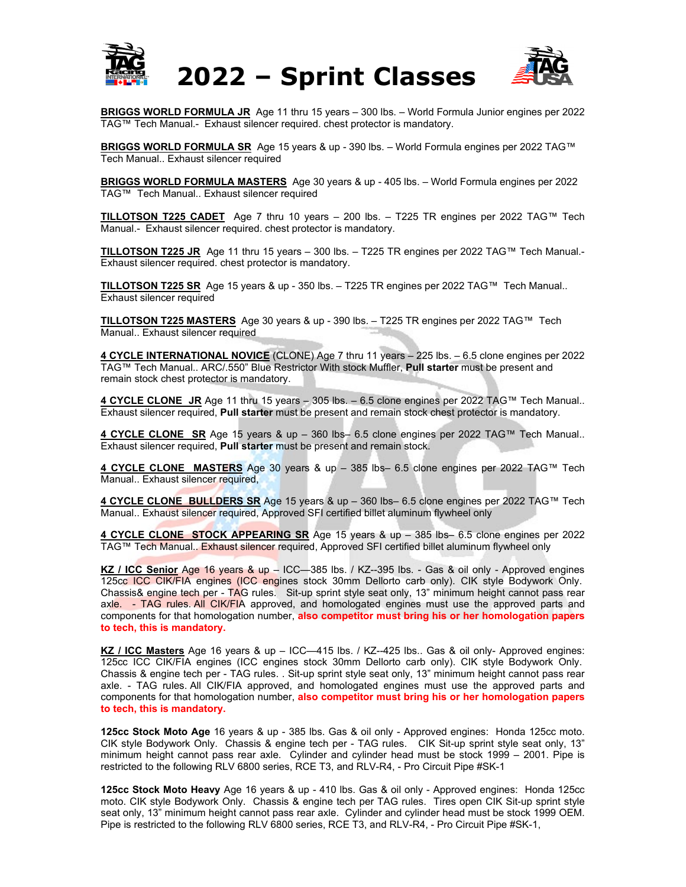# 2022 – Sprint Classes

**BRIGGS WORLD FORMULA JR** Age 11 thru 15 years – 300 lbs. – World Formula Junior engines per 2022 TAG™ Tech Manual.- Exhaust silencer required. chest protector is mandatory.

**BRIGGS WORLD FORMULA SR** Age 15 years & up - 390 lbs. – World Formula engines per 2022 TAG™ Tech Manual.. Exhaust silencer required

**BRIGGS WORLD FORMULA MASTERS** Age 30 years & up - 405 lbs. – World Formula engines per 2022 TAG™ Tech Manual.. Exhaust silencer required

**TILLOTSON T225 CADET** Age 7 thru 10 years – 200 lbs. – T225 TR engines per 2022 TAG™ Tech Manual.- Exhaust silencer required. chest protector is mandatory.

**TILLOTSON T225 JR** Age 11 thru 15 years – 300 lbs. – T225 TR engines per 2022 TAG™ Tech Manual.- Exhaust silencer required. chest protector is mandatory.

**TILLOTSON T225 SR** Age 15 years & up - 350 lbs. – T225 TR engines per 2022 TAG™ Tech Manual.. Exhaust silencer required

**TILLOTSON T225 MASTERS** Age 30 years & up - 390 lbs. – T225 TR engines per 2022 TAG™ Tech Manual.. Exhaust silencer required

**4 CYCLE INTERNATIONAL NOVICE** (CLONE) Age 7 thru 11 years – 225 lbs. – 6.5 clone engines per 2022 TAG™ Tech Manual.. ARC/.550" Blue Restrictor With stock Muffler, **Pull starter** must be present and remain stock chest protector is mandatory.

**4 CYCLE CLONE JR** Age 11 thru 15 years – 305 lbs. – 6.5 clone engines per 2022 TAG™ Tech Manual.. Exhaust silencer required, **Pull starter** must be present and remain stock chest protector is mandatory.

**4 CYCLE CLONE SR** Age 15 years & up – 360 lbs– 6.5 clone engines per 2022 TAG™ Tech Manual.. Exhaust silencer required, **Pull starter** must be present and remain stock.

**4 CYCLE CLONE MASTERS** Age 30 years & up – 385 lbs– 6.5 clone engines per 2022 TAG™ Tech Manual.. Exhaust silencer required,

**4 CYCLE CLONE BULLDERS SR** Age 15 years & up – 360 lbs– 6.5 clone engines per 2022 TAG™ Tech Manual.. Exhaust silencer required, Approved SFI certified billet aluminum flywheel only

**4 CYCLE CLONE STOCK APPEARING SR** Age 15 years & up – 385 lbs– 6.5 clone engines per 2022 TAG™ Tech Manual.. Exhaust silencer required, Approved SFI certified billet aluminum flywheel only

**KZ / ICC Senior** Age 16 years & up – ICC—385 lbs. / KZ--395 lbs. - Gas & oil only - Approved engines 125cc ICC CIK/FIA engines (ICC engines stock 30mm Dellorto carb only). CIK style Bodywork Only. Chassis& engine tech per - TAG rules. Sit-up sprint style seat only, 13" minimum height cannot pass rear axle. - TAG rules. All CIK/FIA approved, and homologated engines must use the approved parts and components for that homologation number, **also competitor must bring his or her homologation papers to tech, this is mandatory.**

**KZ / ICC Masters** Age 16 years & up – ICC—415 lbs. / KZ--425 lbs.. Gas & oil only- Approved engines: 125cc ICC CIK/FIA engines (ICC engines stock 30mm Dellorto carb only). CIK style Bodywork Only. Chassis & engine tech per - TAG rules. . Sit-up sprint style seat only, 13" minimum height cannot pass rear axle. - TAG rules. All CIK/FIA approved, and homologated engines must use the approved parts and components for that homologation number, **also competitor must bring his or her homologation papers to tech, this is mandatory.**

**125cc Stock Moto Age** 16 years & up - 385 lbs. Gas & oil only - Approved engines: Honda 125cc moto. CIK style Bodywork Only. Chassis & engine tech per - TAG rules. CIK Sit-up sprint style seat only, 13" minimum height cannot pass rear axle. Cylinder and cylinder head must be stock 1999 – 2001. Pipe is restricted to the following RLV 6800 series, RCE T3, and RLV-R4, - Pro Circuit Pipe #SK-1

**125cc Stock Moto Heavy** Age 16 years & up - 410 lbs. Gas & oil only - Approved engines: Honda 125cc moto. CIK style Bodywork Only. Chassis & engine tech per TAG rules. Tires open CIK Sit-up sprint style seat only, 13" minimum height cannot pass rear axle. Cylinder and cylinder head must be stock 1999 OEM. Pipe is restricted to the following RLV 6800 series, RCE T3, and RLV-R4, - Pro Circuit Pipe #SK-1,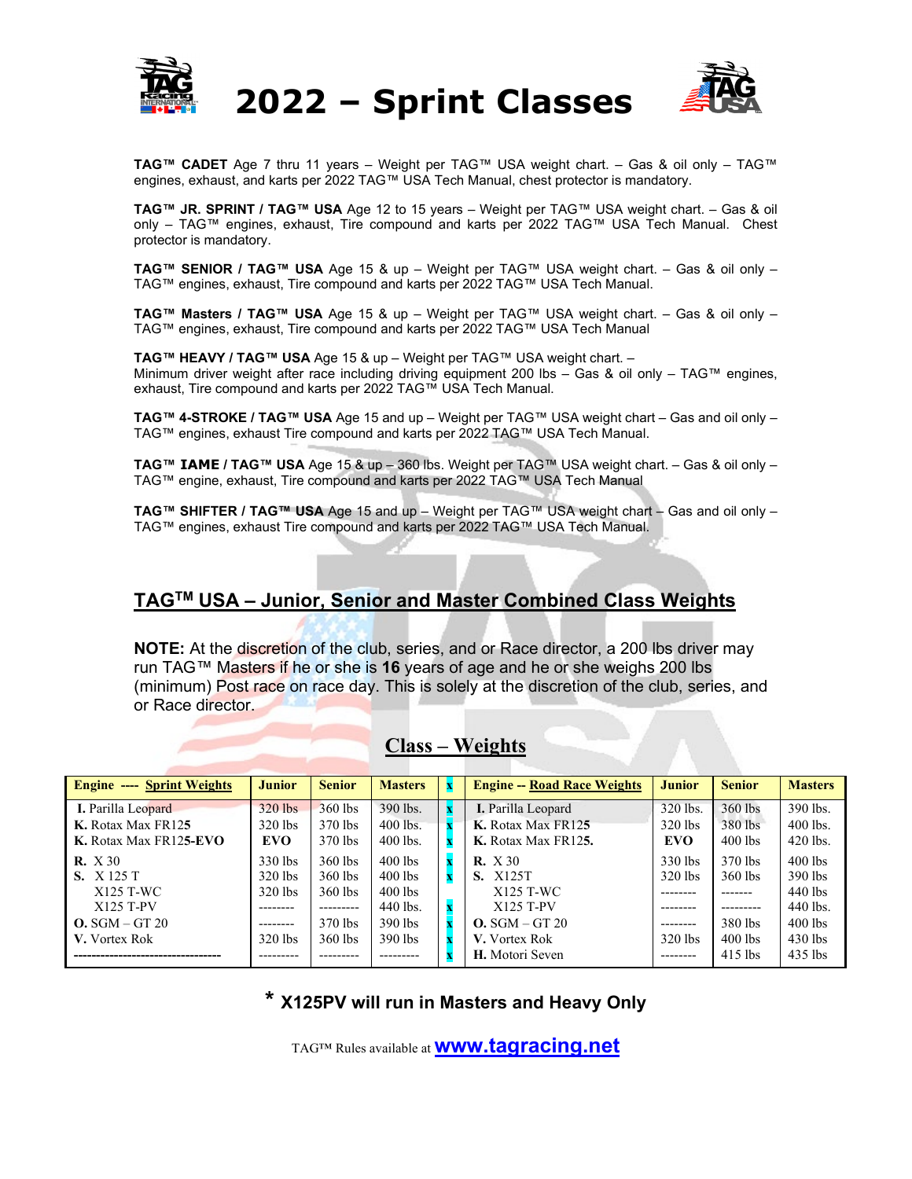# 2022 – Sprint Classes

**TAG™ CADET** Age 7 thru 11 years – Weight per TAG™ USA weight chart. – Gas & oil only – TAG™ engines, exhaust, and karts per 2022 TAG™ USA Tech Manual, chest protector is mandatory.

**TAG™ JR. SPRINT / TAG™ USA** Age 12 to 15 years – Weight per TAG™ USA weight chart. – Gas & oil only – TAG™ engines, exhaust, Tire compound and karts per 2022 TAG™ USA Tech Manual. Chest protector is mandatory.

**TAG™ SENIOR / TAG™ USA** Age 15 & up – Weight per TAG™ USA weight chart. – Gas & oil only – TAG™ engines, exhaust, Tire compound and karts per 2022 TAG™ USA Tech Manual.

**TAG™ Masters / TAG™ USA** Age 15 & up – Weight per TAG™ USA weight chart. – Gas & oil only – TAG™ engines, exhaust, Tire compound and karts per 2022 TAG™ USA Tech Manual

**TAG™ HEAVY / TAG™ USA** Age 15 & up – Weight per TAG™ USA weight chart. – Minimum driver weight after race including driving equipment 200 lbs – Gas & oil only – TAG™ engines, exhaust, Tire compound and karts per 2022 TAG™ USA Tech Manual.

**TAG™ 4-STROKE / TAG™ USA** Age 15 and up – Weight per TAG™ USA weight chart – Gas and oil only – TAG™ engines, exhaust Tire compound and karts per 2022 TAG™ USA Tech Manual.

**TAG™ IAME / TAG™ USA** Age 15 & up – 360 lbs. Weight per TAG™ USA weight chart. – Gas & oil only – TAG™ engine, exhaust, Tire compound and karts per 2022 TAG™ USA Tech Manual

**TAG™ SHIFTER / TAG™ USA** Age 15 and up – Weight per TAG™ USA weight chart – Gas and oil only – TAG™ engines, exhaust Tire compound and karts per 2022 TAG™ USA Tech Manual.

## TAG™ USA – Junior, Senior and Master Combined Class Weights

**NOTE:** At the discretion of the club, series, and or Race director, a 200 lbs driver may run TAG™ Masters if he or she is **16** years of age and he or she weighs 200 lbs (minimum) Post race on race day. This is solely at the discretion of the club, series, and or Race director.

## Class – Weights

| Engine ---- Sprint Weights | Junior | Senior | Masters | x | Engine -- Road Race Weights | Junior | Senior | Masters |
|---|---|---|---|---|---|---|---|---|
| **I.** Parilla Leopard | 320 lbs | 360 lbs | 390 lbs. | x | **I.** Parilla Leopard | 320 lbs. | 360 lbs | 390 lbs. |
| **K.** Rotax Max FR12**5** | 320 lbs | 370 lbs | 400 lbs. | x | **K.** Rotax Max FR12**5** | 320 lbs | 380 lbs | 400 lbs. |
| **K.** Rotax Max FR12**5-EVO** | **EVO** | 370 lbs | 400 lbs. | x | **K.** Rotax Max FR12**5.** | **EVO** | 400 lbs | 420 lbs. |
| **R.** X 30 | 330 lbs | 360 lbs | 400 lbs | x | **R.** X 30 | 330 lbs | 370 lbs | 400 lbs |
| **S.** X 125 T | 320 lbs | 360 lbs | 400 lbs | x | **S.** X125T | 320 lbs | 360 lbs | 390 lbs |
| X125 T-WC | 320 lbs | 360 lbs | 400 lbs | | X125 T-WC | -------- | ------- | 440 lbs |
| X125 T-PV | -------- | --------- | 440 lbs. | x | X125 T-PV | -------- | --------- | 440 lbs. |
| **O.** SGM – GT 20 | -------- | 370 lbs | 390 lbs | x | **O.** SGM – GT 20 | -------- | 380 lbs | 400 lbs |
| **V.** Vortex Rok | 320 lbs | 360 lbs | 390 lbs | x | **V.** Vortex Rok | 320 lbs | 400 lbs | 430 lbs |
| --------------------------------- | --------- | --------- | --------- | x | **H.** Motori Seven | -------- | 415 lbs | 435 lbs |

**\* X125PV will run in Masters and Heavy Only**

TAG™ Rules available at **www.tagracing.net**